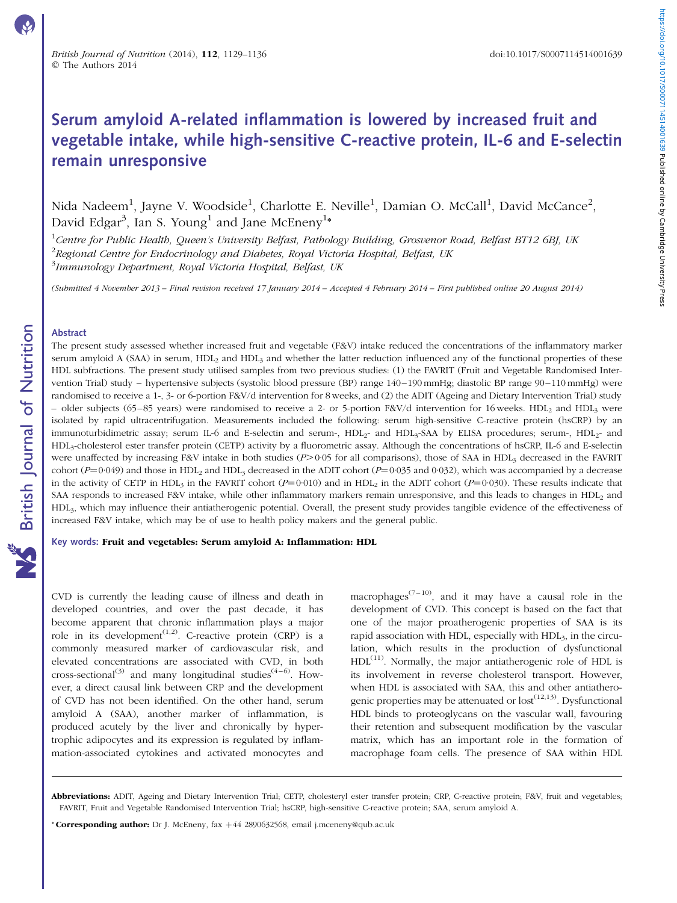# Serum amyloid A-related inflammation is lowered by increased fruit and vegetable intake, while high-sensitive C-reactive protein, IL-6 and E-selectin remain unresponsive

Nida Nadeem[1], Jayne V. Woodside[1], Charlotte E. Neville[1], Damian O. McCall[1], David McCance[2], David Edgar[3], Ian S. Young[1] and Jane McEneny[1]*

[1]*Centre for Public Health, Queen's University Belfast, Pathology Building, Grosvenor Road, Belfast BT12 6BJ, UK*
[2]*Regional Centre for Endocrinology and Diabetes, Royal Victoria Hospital, Belfast, UK*
[3]*Immunology Department, Royal Victoria Hospital, Belfast, UK*

*(Submitted 4 November 2013 – Final revision received 17 January 2014 – Accepted 4 February 2014 – First published online 20 August 2014)*

## Abstract

The present study assessed whether increased fruit and vegetable (F&V) intake reduced the concentrations of the inflammatory marker serum amyloid A (SAA) in serum, $HDL_2$ and $HDL_3$ and whether the latter reduction influenced any of the functional properties of these HDL subfractions. The present study utilised samples from two previous studies: (1) the FAVRIT (Fruit and Vegetable Randomised Intervention Trial) study – hypertensive subjects (systolic blood pressure (BP) range 140–190 mmHg; diastolic BP range 90–110 mmHg) were randomised to receive a 1-, 3- or 6-portion F&V/d intervention for 8 weeks, and (2) the ADIT (Ageing and Dietary Intervention Trial) study – older subjects (65–85 years) were randomised to receive a 2- or 5-portion F&V/d intervention for 16 weeks. $HDL_2$ and $HDL_3$ were isolated by rapid ultracentrifugation. Measurements included the following: serum high-sensitive C-reactive protein (hsCRP) by an immunoturbidimetric assay; serum IL-6 and E-selectin and serum-, $HDL_2$- and $HDL_3$-SAA by ELISA procedures; serum-, $HDL_2$- and $HDL_3$-cholesterol ester transfer protein (CETP) activity by a fluorometric assay. Although the concentrations of hsCRP, IL-6 and E-selectin were unaffected by increasing F&V intake in both studies ($P>0·05$ for all comparisons), those of SAA in $HDL_3$ decreased in the FAVRIT cohort ($P=0·049$) and those in $HDL_2$ and $HDL_3$ decreased in the ADIT cohort ($P=0·035$ and $0·032$), which was accompanied by a decrease in the activity of CETP in $HDL_3$ in the FAVRIT cohort ($P=0·010$) and in $HDL_2$ in the ADIT cohort ($P=0·030$). These results indicate that SAA responds to increased F&V intake, while other inflammatory markers remain unresponsive, and this leads to changes in $HDL_2$ and $HDL_3$, which may influence their antiatherogenic potential. Overall, the present study provides tangible evidence of the effectiveness of increased F&V intake, which may be of use to health policy makers and the general public.

**Key words: Fruit and vegetables: Serum amyloid A: Inflammation: HDL**

CVD is currently the leading cause of illness and death in developed countries, and over the past decade, it has become apparent that chronic inflammation plays a major role in its development[1,2]. C-reactive protein (CRP) is a commonly measured marker of cardiovascular risk, and elevated concentrations are associated with CVD, in both cross-sectional[3] and many longitudinal studies[4–6]. However, a direct causal link between CRP and the development of CVD has not been identified. On the other hand, serum amyloid A (SAA), another marker of inflammation, is produced acutely by the liver and chronically by hypertrophic adipocytes and its expression is regulated by inflammation-associated cytokines and activated monocytes and macrophages[7–10], and it may have a causal role in the development of CVD. This concept is based on the fact that one of the major proatherogenic properties of SAA is its rapid association with HDL, especially with $HDL_3$, in the circulation, which results in the production of dysfunctional HDL[11]. Normally, the major antiatherogenic role of HDL is its involvement in reverse cholesterol transport. However, when HDL is associated with SAA, this and other antiatherogenic properties may be attenuated or lost[12,13]. Dysfunctional HDL binds to proteoglycans on the vascular wall, favouring their retention and subsequent modification by the vascular matrix, which has an important role in the formation of macrophage foam cells. The presence of SAA within HDL

**Abbreviations:** ADIT, Ageing and Dietary Intervention Trial; CETP, cholesteryl ester transfer protein; CRP, C-reactive protein; F&V, fruit and vegetables; FAVRIT, Fruit and Vegetable Randomised Intervention Trial; hsCRP, high-sensitive C-reactive protein; SAA, serum amyloid A.

\* **Corresponding author:** Dr J. McEneny, fax +44 2890632568, email j.mceneny@qub.ac.uk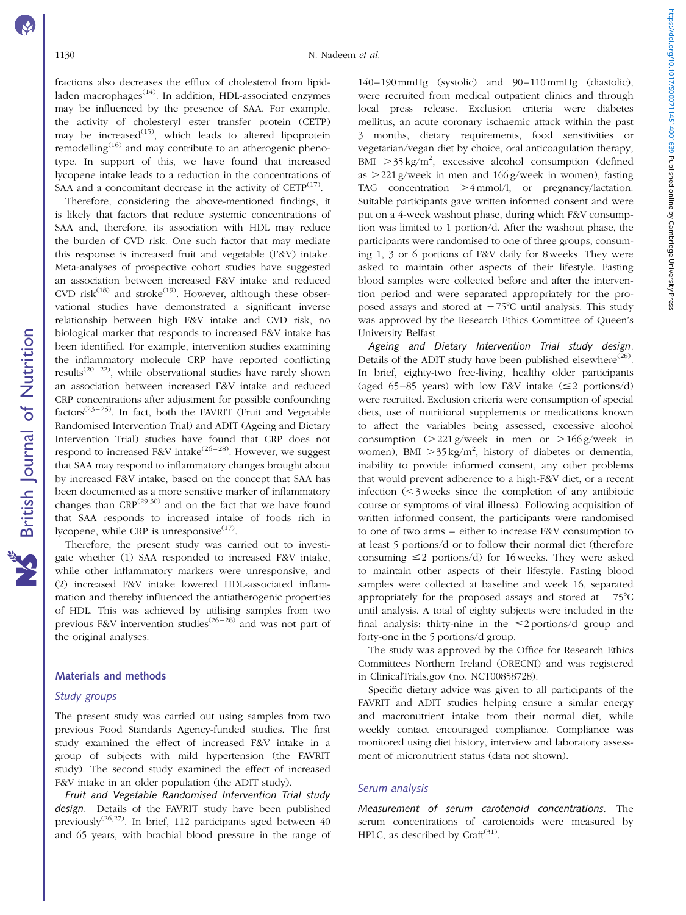fractions also decreases the efflux of cholesterol from lipid-laden macrophages[14]. In addition, HDL-associated enzymes may be influenced by the presence of SAA. For example, the activity of cholesteryl ester transfer protein (CETP) may be increased[15], which leads to altered lipoprotein remodelling[16] and may contribute to an atherogenic phenotype. In support of this, we have found that increased lycopene intake leads to a reduction in the concentrations of SAA and a concomitant decrease in the activity of CETP[17].

Therefore, considering the above-mentioned findings, it is likely that factors that reduce systemic concentrations of SAA and, therefore, its association with HDL may reduce the burden of CVD risk. One such factor that may mediate this response is increased fruit and vegetable (F&V) intake. Meta-analyses of prospective cohort studies have suggested an association between increased F&V intake and reduced CVD risk[18] and stroke[19]. However, although these observational studies have demonstrated a significant inverse relationship between high F&V intake and CVD risk, no biological marker that responds to increased F&V intake has been identified. For example, intervention studies examining the inflammatory molecule CRP have reported conflicting results[20–22], while observational studies have rarely shown an association between increased F&V intake and reduced CRP concentrations after adjustment for possible confounding factors[23–25]. In fact, both the FAVRIT (Fruit and Vegetable Randomised Intervention Trial) and ADIT (Ageing and Dietary Intervention Trial) studies have found that CRP does not respond to increased F&V intake[26–28]. However, we suggest that SAA may respond to inflammatory changes brought about by increased F&V intake, based on the concept that SAA has been documented as a more sensitive marker of inflammatory changes than CRP[29,30] and on the fact that we have found that SAA responds to increased intake of foods rich in lycopene, while CRP is unresponsive[17].

Therefore, the present study was carried out to investigate whether (1) SAA responded to increased F&V intake, while other inflammatory markers were unresponsive, and (2) increased F&V intake lowered HDL-associated inflammation and thereby influenced the antiatherogenic properties of HDL. This was achieved by utilising samples from two previous F&V intervention studies[26–28] and was not part of the original analyses.

## Materials and methods

### Study groups

The present study was carried out using samples from two previous Food Standards Agency-funded studies. The first study examined the effect of increased F&V intake in a group of subjects with mild hypertension (the FAVRIT study). The second study examined the effect of increased F&V intake in an older population (the ADIT study).

*Fruit and Vegetable Randomised Intervention Trial study design*. Details of the FAVRIT study have been published previously[26,27]. In brief, 112 participants aged between 40 and 65 years, with brachial blood pressure in the range of 140–190 mmHg (systolic) and 90–110 mmHg (diastolic), were recruited from medical outpatient clinics and through local press release. Exclusion criteria were diabetes mellitus, an acute coronary ischaemic attack within the past 3 months, dietary requirements, food sensitivities or vegetarian/vegan diet by choice, oral anticoagulation therapy, BMI $>35\,kg/m^2$, excessive alcohol consumption (defined as $>221$ g/week in men and 166 g/week in women), fasting TAG concentration $>4$ mmol/l, or pregnancy/lactation. Suitable participants gave written informed consent and were put on a 4-week washout phase, during which F&V consumption was limited to 1 portion/d. After the washout phase, the participants were randomised to one of three groups, consuming 1, 3 or 6 portions of F&V daily for 8 weeks. They were asked to maintain other aspects of their lifestyle. Fasting blood samples were collected before and after the intervention period and were separated appropriately for the proposed assays and stored at $-75$°C until analysis. This study was approved by the Research Ethics Committee of Queen's University Belfast.

*Ageing and Dietary Intervention Trial study design*. Details of the ADIT study have been published elsewhere[28]. In brief, eighty-two free-living, healthy older participants (aged 65–85 years) with low F&V intake ($\leq 2$ portions/d) were recruited. Exclusion criteria were consumption of special diets, use of nutritional supplements or medications known to affect the variables being assessed, excessive alcohol consumption ($>221$ g/week in men or $>166$ g/week in women), BMI $>35\,kg/m^2$, history of diabetes or dementia, inability to provide informed consent, any other problems that would prevent adherence to a high-F&V diet, or a recent infection ($<3$ weeks since the completion of any antibiotic course or symptoms of viral illness). Following acquisition of written informed consent, the participants were randomised to one of two arms – either to increase F&V consumption to at least 5 portions/d or to follow their normal diet (therefore consuming $\leq 2$ portions/d) for 16 weeks. They were asked to maintain other aspects of their lifestyle. Fasting blood samples were collected at baseline and week 16, separated appropriately for the proposed assays and stored at $-75$°C until analysis. A total of eighty subjects were included in the final analysis: thirty-nine in the $\leq 2$ portions/d group and forty-one in the 5 portions/d group.

The study was approved by the Office for Research Ethics Committees Northern Ireland (ORECNI) and was registered in ClinicalTrials.gov (no. NCT00858728).

Specific dietary advice was given to all participants of the FAVRIT and ADIT studies helping ensure a similar energy and macronutrient intake from their normal diet, while weekly contact encouraged compliance. Compliance was monitored using diet history, interview and laboratory assessment of micronutrient status (data not shown).

### Serum analysis

*Measurement of serum carotenoid concentrations*. The serum concentrations of carotenoids were measured by HPLC, as described by Craft[31].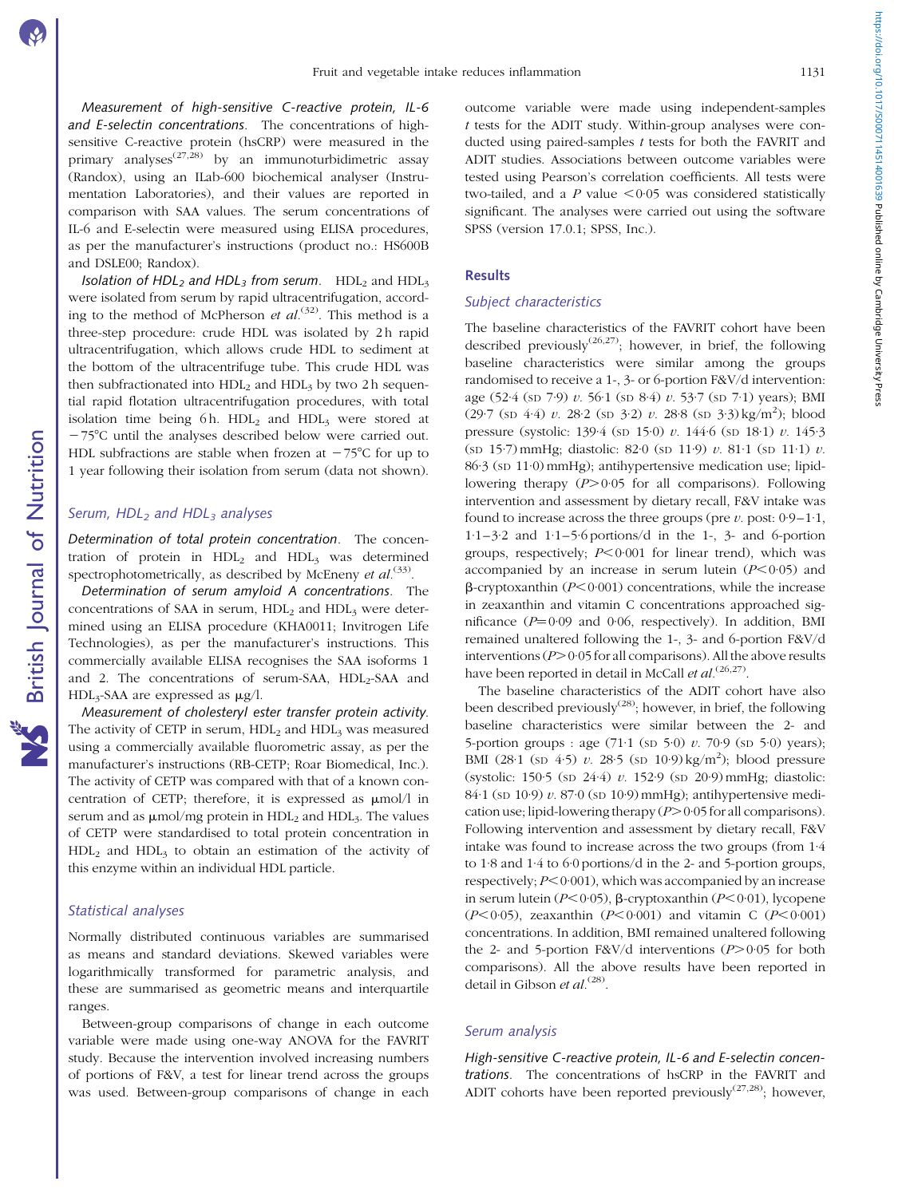*Measurement of high-sensitive C-reactive protein, IL-6 and E-selectin concentrations*. The concentrations of high-sensitive C-reactive protein (hsCRP) were measured in the primary analyses[27,28] by an immunoturbidimetric assay (Randox), using an ILab-600 biochemical analyser (Instrumentation Laboratories), and their values are reported in comparison with SAA values. The serum concentrations of IL-6 and E-selectin were measured using ELISA procedures, as per the manufacturer's instructions (product no.: HS600B and DSLE00; Randox).

*Isolation of $HDL_2$ and $HDL_3$ from serum*. $HDL_2$ and $HDL_3$ were isolated from serum by rapid ultracentrifugation, according to the method of McPherson *et al.*[32]. This method is a three-step procedure: crude HDL was isolated by 2 h rapid ultracentrifugation, which allows crude HDL to sediment at the bottom of the ultracentrifuge tube. This crude HDL was then subfractionated into $HDL_2$ and $HDL_3$ by two 2 h sequential rapid flotation ultracentrifugation procedures, with total isolation time being 6 h. $HDL_2$ and $HDL_3$ were stored at −75°C until the analyses described below were carried out. HDL subfractions are stable when frozen at −75°C for up to 1 year following their isolation from serum (data not shown).

## Serum, $HDL_2$ and $HDL_3$ analyses

*Determination of total protein concentration*. The concentration of protein in $HDL_2$ and $HDL_3$ was determined spectrophotometrically, as described by McEneny *et al.*[33].

*Determination of serum amyloid A concentrations*. The concentrations of SAA in serum, $HDL_2$ and $HDL_3$ were determined using an ELISA procedure (KHA0011; Invitrogen Life Technologies), as per the manufacturer's instructions. This commercially available ELISA recognises the SAA isoforms 1 and 2. The concentrations of serum-SAA, $HDL_2$-SAA and $HDL_3$-SAA are expressed as μg/l.

*Measurement of cholesteryl ester transfer protein activity*. The activity of CETP in serum, $HDL_2$ and $HDL_3$ was measured using a commercially available fluorometric assay, as per the manufacturer's instructions (RB-CETP; Roar Biomedical, Inc.). The activity of CETP was compared with that of a known concentration of CETP; therefore, it is expressed as μmol/l in serum and as μmol/mg protein in $HDL_2$ and $HDL_3$. The values of CETP were standardised to total protein concentration in $HDL_2$ and $HDL_3$ to obtain an estimation of the activity of this enzyme within an individual HDL particle.

## Statistical analyses

Normally distributed continuous variables are summarised as means and standard deviations. Skewed variables were logarithmically transformed for parametric analysis, and these are summarised as geometric means and interquartile ranges.

Between-group comparisons of change in each outcome variable were made using one-way ANOVA for the FAVRIT study. Because the intervention involved increasing numbers of portions of F&V, a test for linear trend across the groups was used. Between-group comparisons of change in each outcome variable were made using independent-samples *t* tests for the ADIT study. Within-group analyses were conducted using paired-samples *t* tests for both the FAVRIT and ADIT studies. Associations between outcome variables were tested using Pearson's correlation coefficients. All tests were two-tailed, and a *P* value <0·05 was considered statistically significant. The analyses were carried out using the software SPSS (version 17.0.1; SPSS, Inc.).

# Results

## Subject characteristics

The baseline characteristics of the FAVRIT cohort have been described previously[26,27]; however, in brief, the following baseline characteristics were similar among the groups randomised to receive a 1-, 3- or 6-portion F&V/d intervention: age (52·4 (SD 7·9) *v.* 56·1 (SD 8·4) *v.* 53·7 (SD 7·1) years); BMI (29·7 (SD 4·4) *v.* 28·2 (SD 3·2) *v.* 28·8 (SD 3·3) kg/m$^2$); blood pressure (systolic: 139·4 (SD 15·0) *v.* 144·6 (SD 18·1) *v.* 145·3 (SD 15·7) mmHg; diastolic: 82·0 (SD 11·9) *v.* 81·1 (SD 11·1) *v.* 86·3 (SD 11·0) mmHg); antihypertensive medication use; lipid-lowering therapy (*P*>0·05 for all comparisons). Following intervention and assessment by dietary recall, F&V intake was found to increase across the three groups (pre *v.* post: 0·9–1·1, 1·1–3·2 and 1·1–5·6 portions/d in the 1-, 3- and 6-portion groups, respectively; *P*<0·001 for linear trend), which was accompanied by an increase in serum lutein (*P*<0·05) and β-cryptoxanthin (*P*<0·001) concentrations, while the increase in zeaxanthin and vitamin C concentrations approached significance (*P*=0·09 and 0·06, respectively). In addition, BMI remained unaltered following the 1-, 3- and 6-portion F&V/d interventions (*P*>0·05 for all comparisons). All the above results have been reported in detail in McCall *et al.*[26,27].

The baseline characteristics of the ADIT cohort have also been described previously[28]; however, in brief, the following baseline characteristics were similar between the 2- and 5-portion groups : age (71·1 (SD 5·0) *v.* 70·9 (SD 5·0) years); BMI (28·1 (SD 4·5) *v.* 28·5 (SD 10·9) kg/m$^2$); blood pressure (systolic: 150·5 (SD 24·4) *v.* 152·9 (SD 20·9) mmHg; diastolic: 84·1 (SD 10·9) *v.* 87·0 (SD 10·9) mmHg); antihypertensive medication use; lipid-lowering therapy (*P*>0·05 for all comparisons). Following intervention and assessment by dietary recall, F&V intake was found to increase across the two groups (from 1·4 to 1·8 and 1·4 to 6·0 portions/d in the 2- and 5-portion groups, respectively; *P*<0·001), which was accompanied by an increase in serum lutein (*P*<0·05), β-cryptoxanthin (*P*<0·01), lycopene (*P*<0·05), zeaxanthin (*P*<0·001) and vitamin C (*P*<0·001) concentrations. In addition, BMI remained unaltered following the 2- and 5-portion F&V/d interventions (*P*>0·05 for both comparisons). All the above results have been reported in detail in Gibson *et al.*[28].

## Serum analysis

*High-sensitive C-reactive protein, IL-6 and E-selectin concentrations*. The concentrations of hsCRP in the FAVRIT and ADIT cohorts have been reported previously[27,28]; however,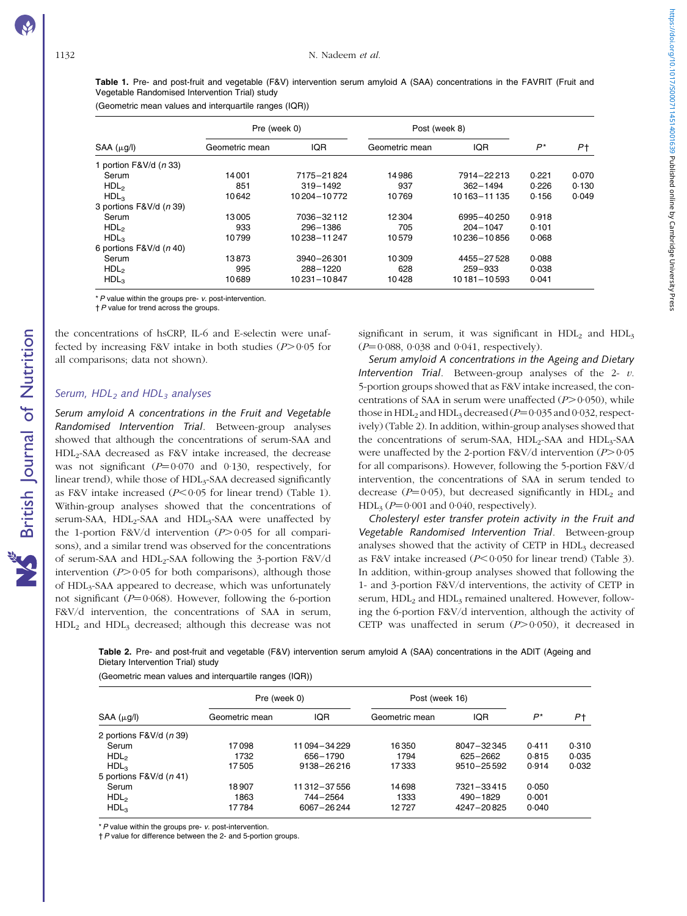**Table 1.** Pre- and post-fruit and vegetable (F&V) intervention serum amyloid A (SAA) concentrations in the FAVRIT (Fruit and Vegetable Randomised Intervention Trial) study

(Geometric mean values and interquartile ranges (IQR))

| SAA (μg/l) | Pre (week 0) | | Post (week 8) | | | |
|---|---|---|---|---|---|---|
| | Geometric mean | IQR | Geometric mean | IQR | $P$* | $P$† |
| 1 portion F&V/d ($n$ 33) | | | | | | |
| Serum | 14 001 | 7175–21 824 | 14 986 | 7914–22 213 | 0·221 | 0·070 |
| $HDL_2$ | 851 | 319–1492 | 937 | 362–1494 | 0·226 | 0·130 |
| $HDL_3$ | 10 642 | 10 204–10 772 | 10 769 | 10 163–11 135 | 0·156 | 0·049 |
| 3 portions F&V/d ($n$ 39) | | | | | | |
| Serum | 13 005 | 7036–32 112 | 12 304 | 6995–40 250 | 0·918 | |
| $HDL_2$ | 933 | 296–1386 | 705 | 204–1047 | 0·101 | |
| $HDL_3$ | 10 799 | 10 238–11 247 | 10 579 | 10 236–10 856 | 0·068 | |
| 6 portions F&V/d ($n$ 40) | | | | | | |
| Serum | 13 873 | 3940–26 301 | 10 309 | 4455–27 528 | 0·088 | |
| $HDL_2$ | 995 | 288–1220 | 628 | 259–933 | 0·038 | |
| $HDL_3$ | 10 689 | 10 231–10 847 | 10 428 | 10 181–10 593 | 0·041 | |

* $P$ value within the groups pre- $v$. post-intervention.
† $P$ value for trend across the groups.

the concentrations of hsCRP, IL-6 and E-selectin were unaffected by increasing F&V intake in both studies ($P > 0·05$ for all comparisons; data not shown).

### Serum, $HDL_2$ and $HDL_3$ analyses

*Serum amyloid A concentrations in the Fruit and Vegetable Randomised Intervention Trial*. Between-group analyses showed that although the concentrations of serum-SAA and $HDL_2$-SAA decreased as F&V intake increased, the decrease was not significant ($P = 0·070$ and $0·130$, respectively, for linear trend), while those of $HDL_3$-SAA decreased significantly as F&V intake increased ($P < 0·05$ for linear trend) (Table 1). Within-group analyses showed that the concentrations of serum-SAA, $HDL_2$-SAA and $HDL_3$-SAA were unaffected by the 1-portion F&V/d intervention ($P > 0·05$ for all comparisons), and a similar trend was observed for the concentrations of serum-SAA and $HDL_2$-SAA following the 3-portion F&V/d intervention ($P > 0·05$ for both comparisons), although those of $HDL_3$-SAA appeared to decrease, which was unfortunately not significant ($P = 0·068$). However, following the 6-portion F&V/d intervention, the concentrations of SAA in serum, $HDL_2$ and $HDL_3$ decreased; although this decrease was not significant in serum, it was significant in $HDL_2$ and $HDL_3$ ($P = 0·088$, $0·038$ and $0·041$, respectively).

*Serum amyloid A concentrations in the Ageing and Dietary Intervention Trial*. Between-group analyses of the 2- $v$. 5-portion groups showed that as F&V intake increased, the concentrations of SAA in serum were unaffected ($P > 0·050$), while those in $HDL_2$ and $HDL_3$ decreased ($P = 0·035$ and $0·032$, respectively) (Table 2). In addition, within-group analyses showed that the concentrations of serum-SAA, $HDL_2$-SAA and $HDL_3$-SAA were unaffected by the 2-portion F&V/d intervention ($P > 0·05$ for all comparisons). However, following the 5-portion F&V/d intervention, the concentrations of SAA in serum tended to decrease ($P = 0·05$), but decreased significantly in $HDL_2$ and $HDL_3$ ($P = 0·001$ and $0·040$, respectively).

*Cholesteryl ester transfer protein activity in the Fruit and Vegetable Randomised Intervention Trial*. Between-group analyses showed that the activity of CETP in $HDL_3$ decreased as F&V intake increased ($P < 0·050$ for linear trend) (Table 3). In addition, within-group analyses showed that following the 1- and 3-portion F&V/d interventions, the activity of CETP in serum, $HDL_2$ and $HDL_3$ remained unaltered. However, following the 6-portion F&V/d intervention, although the activity of CETP was unaffected in serum ($P > 0·050$), it decreased in

**Table 2.** Pre- and post-fruit and vegetable (F&V) intervention serum amyloid A (SAA) concentrations in the ADIT (Ageing and Dietary Intervention Trial) study

(Geometric mean values and interquartile ranges (IQR))

| SAA (μg/l) | Pre (week 0) | | Post (week 16) | | | |
|---|---|---|---|---|---|---|
| | Geometric mean | IQR | Geometric mean | IQR | $P$* | $P$† |
| 2 portions F&V/d ($n$ 39) | | | | | | |
| Serum | 17 098 | 11 094–34 229 | 16 350 | 8047–32 345 | 0·411 | 0·310 |
| $HDL_2$ | 1732 | 656–1790 | 1794 | 625–2662 | 0·815 | 0·035 |
| $HDL_3$ | 17 505 | 9138–26 216 | 17 333 | 9510–25 592 | 0·914 | 0·032 |
| 5 portions F&V/d ($n$ 41) | | | | | | |
| Serum | 18 907 | 11 312–37 556 | 14 698 | 7321–33 415 | 0·050 | |
| $HDL_2$ | 1863 | 744–2564 | 1333 | 490–1829 | 0·001 | |
| $HDL_3$ | 17 784 | 6067–26 244 | 12 727 | 4247–20 825 | 0·040 | |

* $P$ value within the groups pre- $v$. post-intervention.
† $P$ value for difference between the 2- and 5-portion groups.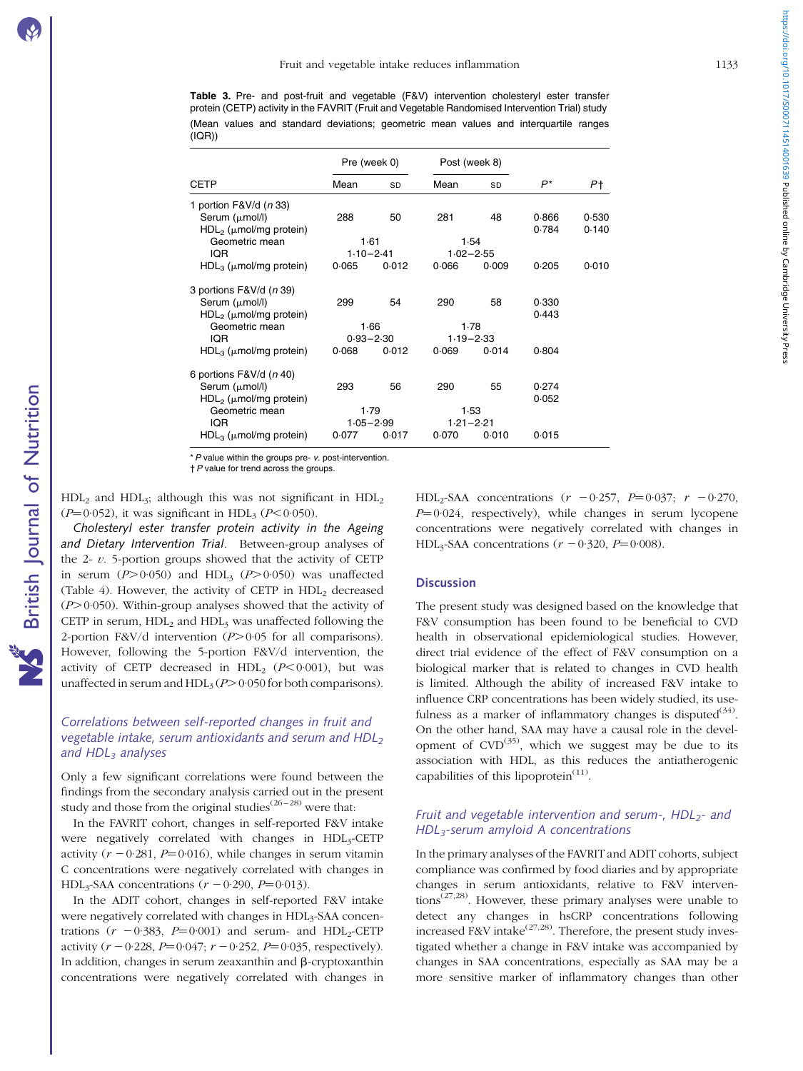**Table 3.** Pre- and post-fruit and vegetable (F&V) intervention cholesteryl ester transfer protein (CETP) activity in the FAVRIT (Fruit and Vegetable Randomised Intervention Trial) study

(Mean values and standard deviations; geometric mean values and interquartile ranges (IQR))

| | Pre (week 0) | | Post (week 8) | | | |
|---|---|---|---|---|---|---|
| CETP | Mean | SD | Mean | SD | $P$* | $P$† |
| 1 portion F&V/d ($n$ 33) | | | | | | |
| Serum (μmol/l) | 288 | 50 | 281 | 48 | 0·866 | 0·530 |
| $HDL_2$ (μmol/mg protein) | | | | | 0·784 | 0·140 |
| Geometric mean | 1·61 | | 1·54 | | | |
| IQR | 1·10–2·41 | | 1·02–2·55 | | | |
| $HDL_3$ (μmol/mg protein) | 0·065 | 0·012 | 0·066 | 0·009 | 0·205 | 0·010 |
| 3 portions F&V/d ($n$ 39) | | | | | | |
| Serum (μmol/l) | 299 | 54 | 290 | 58 | 0·330 | |
| $HDL_2$ (μmol/mg protein) | | | | | 0·443 | |
| Geometric mean | 1·66 | | 1·78 | | | |
| IQR | 0·93–2·30 | | 1·19–2·33 | | | |
| $HDL_3$ (μmol/mg protein) | 0·068 | 0·012 | 0·069 | 0·014 | 0·804 | |
| 6 portions F&V/d ($n$ 40) | | | | | | |
| Serum (μmol/l) | 293 | 56 | 290 | 55 | 0·274 | |
| $HDL_2$ (μmol/mg protein) | | | | | 0·052 | |
| Geometric mean | 1·79 | | 1·53 | | | |
| IQR | 1·05–2·99 | | 1·21–2·21 | | | |
| $HDL_3$ (μmol/mg protein) | 0·077 | 0·017 | 0·070 | 0·010 | 0·015 | |

\* $P$ value within the groups pre- $v$. post-intervention.
† $P$ value for trend across the groups.

$HDL_2$ and $HDL_3$; although this was not significant in $HDL_2$ ($P$=0·052), it was significant in $HDL_3$ ($P$<0·050).

*Cholesteryl ester transfer protein activity in the Ageing and Dietary Intervention Trial.* Between-group analyses of the 2- $v$. 5-portion groups showed that the activity of CETP in serum ($P$>0·050) and $HDL_3$ ($P$>0·050) was unaffected (Table 4). However, the activity of CETP in $HDL_2$ decreased ($P$>0·050). Within-group analyses showed that the activity of CETP in serum, $HDL_2$ and $HDL_3$ was unaffected following the 2-portion F&V/d intervention ($P$>0·05 for all comparisons). However, following the 5-portion F&V/d intervention, the activity of CETP decreased in $HDL_2$ ($P$<0·001), but was unaffected in serum and $HDL_3$ ($P$>0·050 for both comparisons).

### Correlations between self-reported changes in fruit and vegetable intake, serum antioxidants and serum and $HDL_2$ and $HDL_3$ analyses

Only a few significant correlations were found between the findings from the secondary analysis carried out in the present study and those from the original studies[26–28] were that:

In the FAVRIT cohort, changes in self-reported F&V intake were negatively correlated with changes in $HDL_3$-CETP activity ($r$ −0·281, $P$=0·016), while changes in serum vitamin C concentrations were negatively correlated with changes in $HDL_3$-SAA concentrations ($r$ −0·290, $P$=0·013).

In the ADIT cohort, changes in self-reported F&V intake were negatively correlated with changes in $HDL_3$-SAA concentrations ($r$ −0·383, $P$=0·001) and serum- and $HDL_2$-CETP activity ($r$ −0·228, $P$=0·047; $r$ −0·252, $P$=0·035, respectively). In addition, changes in serum zeaxanthin and β-cryptoxanthin concentrations were negatively correlated with changes in $HDL_2$-SAA concentrations ($r$ −0·257, $P$=0·037; $r$ −0·270, $P$=0·024, respectively), while changes in serum lycopene concentrations were negatively correlated with changes in $HDL_3$-SAA concentrations ($r$ −0·320, $P$=0·008).

## Discussion

The present study was designed based on the knowledge that F&V consumption has been found to be beneficial to CVD health in observational epidemiological studies. However, direct trial evidence of the effect of F&V consumption on a biological marker that is related to changes in CVD health is limited. Although the ability of increased F&V intake to influence CRP concentrations has been widely studied, its usefulness as a marker of inflammatory changes is disputed[34]. On the other hand, SAA may have a causal role in the development of CVD[35], which we suggest may be due to its association with HDL, as this reduces the antiatherogenic capabilities of this lipoprotein[11].

### Fruit and vegetable intervention and serum-, $HDL_2$- and $HDL_3$-serum amyloid A concentrations

In the primary analyses of the FAVRIT and ADIT cohorts, subject compliance was confirmed by food diaries and by appropriate changes in serum antioxidants, relative to F&V interventions[27,28]. However, these primary analyses were unable to detect any changes in hsCRP concentrations following increased F&V intake[27,28]. Therefore, the present study investigated whether a change in F&V intake was accompanied by changes in SAA concentrations, especially as SAA may be a more sensitive marker of inflammatory changes than other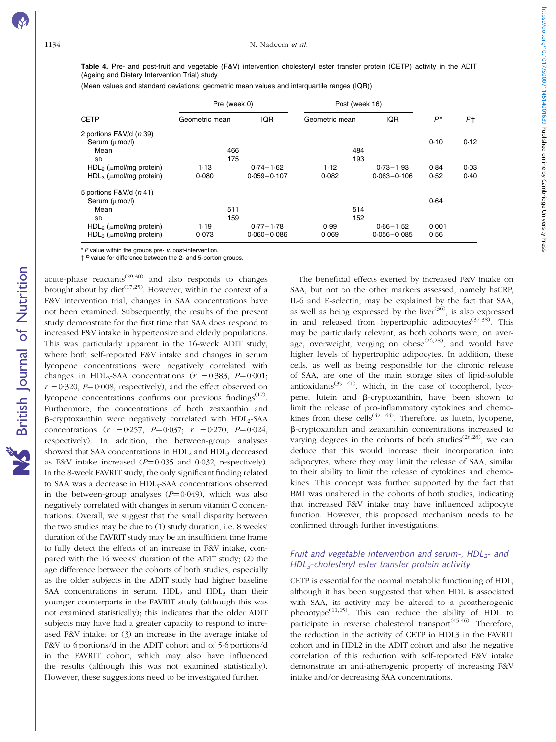**Table 4.** Pre- and post-fruit and vegetable (F&V) intervention cholesteryl ester transfer protein (CETP) activity in the ADIT (Ageing and Dietary Intervention Trial) study

(Mean values and standard deviations; geometric mean values and interquartile ranges (IQR))

| CETP | Pre (week 0) | | Post (week 16) | | | |
|---|---|---|---|---|---|---|
| | Geometric mean | IQR | Geometric mean | IQR | $P$* | $P$† |
| 2 portions F&V/d ($n$ 39) | | | | | | |
| Serum (μmol/l) | | | | | 0·10 | 0·12 |
| Mean | 466 | | 484 | | | |
| SD | 175 | | 193 | | | |
| $HDL_2$ (μmol/mg protein) | 1·13 | 0·74–1·62 | 1·12 | 0·73–1·93 | 0·84 | 0·03 |
| $HDL_3$ (μmol/mg protein) | 0·080 | 0·059–0·107 | 0·082 | 0·063–0·106 | 0·52 | 0·40 |
| 5 portions F&V/d ($n$ 41) | | | | | | |
| Serum (μmol/l) | | | | | 0·64 | |
| Mean | 511 | | 514 | | | |
| SD | 159 | | 152 | | | |
| $HDL_2$ (μmol/mg protein) | 1·19 | 0·77–1·78 | 0·99 | 0·66–1·52 | 0·001 | |
| $HDL_3$ (μmol/mg protein) | 0·073 | 0·060–0·086 | 0·069 | 0·056–0·085 | 0·56 | |

\* $P$ value within the groups pre- v. post-intervention.
† $P$ value for difference between the 2- and 5-portion groups.

acute-phase reactants[29,30] and also responds to changes brought about by diet[17,25]. However, within the context of a F&V intervention trial, changes in SAA concentrations have not been examined. Subsequently, the results of the present study demonstrate for the first time that SAA does respond to increased F&V intake in hypertensive and elderly populations. This was particularly apparent in the 16-week ADIT study, where both self-reported F&V intake and changes in serum lycopene concentrations were negatively correlated with changes in $HDL_3$-SAA concentrations ($r$ −0·383, $P$=0·001; $r$ −0·320, $P$=0·008, respectively), and the effect observed on lycopene concentrations confirms our previous findings[17]. Furthermore, the concentrations of both zeaxanthin and β-cryptoxanthin were negatively correlated with $HDL_2$-SAA concentrations ($r$ −0·257, $P$=0·037; $r$ −0·270, $P$=0·024, respectively). In addition, the between-group analyses showed that SAA concentrations in $HDL_2$ and $HDL_3$ decreased as F&V intake increased ($P$=0·035 and 0·032, respectively). In the 8-week FAVRIT study, the only significant finding related to SAA was a decrease in $HDL_3$-SAA concentrations observed in the between-group analyses ($P$=0·049), which was also negatively correlated with changes in serum vitamin C concentrations. Overall, we suggest that the small disparity between the two studies may be due to (1) study duration, i.e. 8 weeks' duration of the FAVRIT study may be an insufficient time frame to fully detect the effects of an increase in F&V intake, compared with the 16 weeks' duration of the ADIT study; (2) the age difference between the cohorts of both studies, especially as the older subjects in the ADIT study had higher baseline SAA concentrations in serum, $HDL_2$ and $HDL_3$ than their younger counterparts in the FAVRIT study (although this was not examined statistically); this indicates that the older ADIT subjects may have had a greater capacity to respond to increased F&V intake; or (3) an increase in the average intake of F&V to 6 portions/d in the ADIT cohort and of 5·6 portions/d in the FAVRIT cohort, which may also have influenced the results (although this was not examined statistically). However, these suggestions need to be investigated further.

The beneficial effects exerted by increased F&V intake on SAA, but not on the other markers assessed, namely hsCRP, IL-6 and E-selectin, may be explained by the fact that SAA, as well as being expressed by the liver[36], is also expressed in and released from hypertrophic adipocytes[37,38]. This may be particularly relevant, as both cohorts were, on average, overweight, verging on obese[26,28], and would have higher levels of hypertrophic adipocytes. In addition, these cells, as well as being responsible for the chronic release of SAA, are one of the main storage sites of lipid-soluble antioxidants[39–41], which, in the case of tocopherol, lycopene, lutein and β-cryptoxanthin, have been shown to limit the release of pro-inflammatory cytokines and chemokines from these cells[42–44]. Therefore, as lutein, lycopene, β-cryptoxanthin and zeaxanthin concentrations increased to varying degrees in the cohorts of both studies[26,28], we can deduce that this would increase their incorporation into adipocytes, where they may limit the release of SAA, similar to their ability to limit the release of cytokines and chemokines. This concept was further supported by the fact that BMI was unaltered in the cohorts of both studies, indicating that increased F&V intake may have influenced adipocyte function. However, this proposed mechanism needs to be confirmed through further investigations.

### *Fruit and vegetable intervention and serum-, $HDL_2$- and $HDL_3$-cholesteryl ester transfer protein activity*

CETP is essential for the normal metabolic functioning of HDL, although it has been suggested that when HDL is associated with SAA, its activity may be altered to a proatherogenic phenotype[11,15]. This can reduce the ability of HDL to participate in reverse cholesterol transport[45,46]. Therefore, the reduction in the activity of CETP in HDL3 in the FAVRIT cohort and in HDL2 in the ADIT cohort and also the negative correlation of this reduction with self-reported F&V intake demonstrate an anti-atherogenic property of increasing F&V intake and/or decreasing SAA concentrations.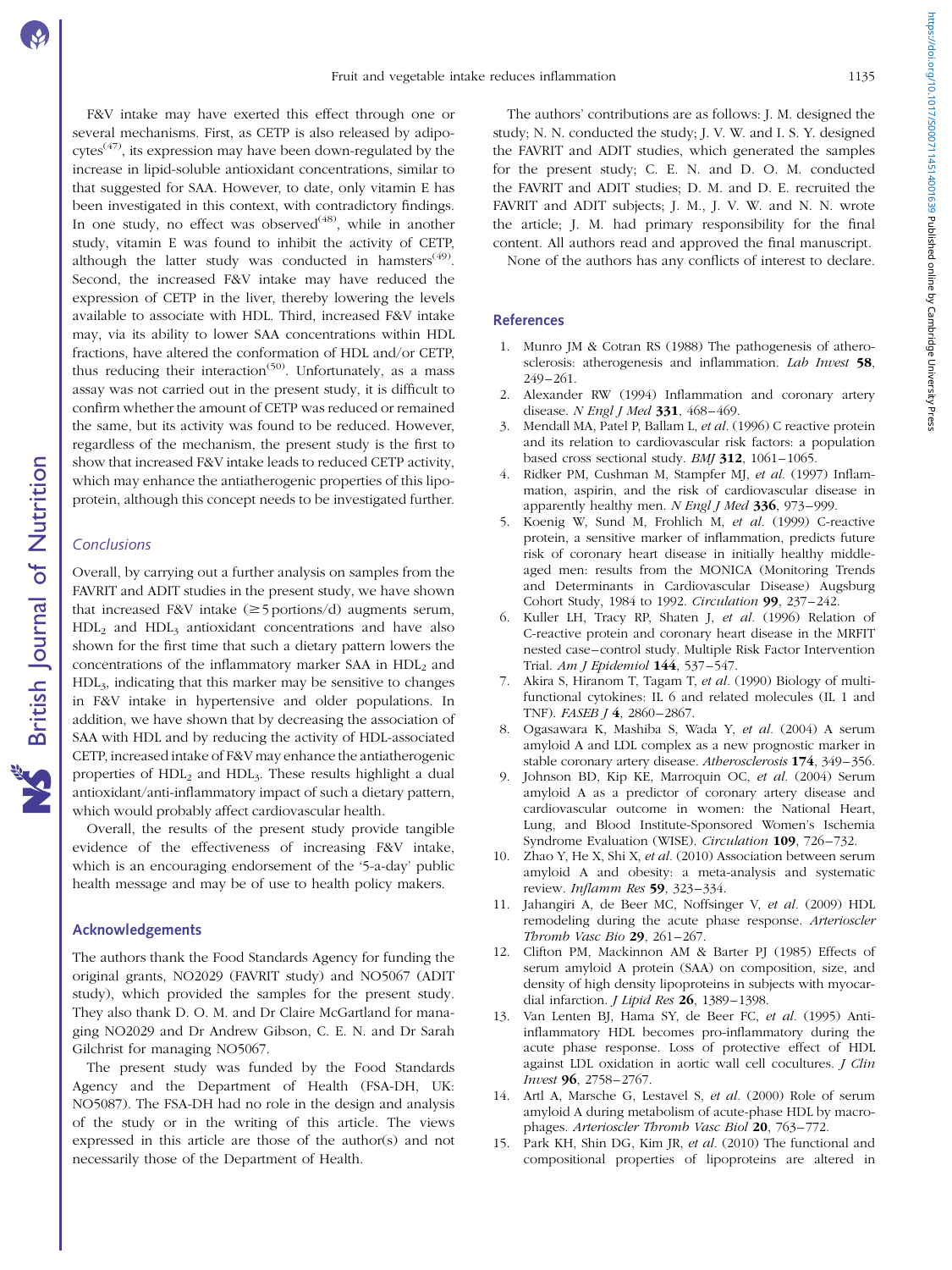F&V intake may have exerted this effect through one or several mechanisms. First, as CETP is also released by adipocytes[47], its expression may have been down-regulated by the increase in lipid-soluble antioxidant concentrations, similar to that suggested for SAA. However, to date, only vitamin E has been investigated in this context, with contradictory findings. In one study, no effect was observed[48], while in another study, vitamin E was found to inhibit the activity of CETP, although the latter study was conducted in hamsters[49]. Second, the increased F&V intake may have reduced the expression of CETP in the liver, thereby lowering the levels available to associate with HDL. Third, increased F&V intake may, via its ability to lower SAA concentrations within HDL fractions, have altered the conformation of HDL and/or CETP, thus reducing their interaction[50]. Unfortunately, as a mass assay was not carried out in the present study, it is difficult to confirm whether the amount of CETP was reduced or remained the same, but its activity was found to be reduced. However, regardless of the mechanism, the present study is the first to show that increased F&V intake leads to reduced CETP activity, which may enhance the antiatherogenic properties of this lipoprotein, although this concept needs to be investigated further.

### Conclusions

Overall, by carrying out a further analysis on samples from the FAVRIT and ADIT studies in the present study, we have shown that increased F&V intake (≥5 portions/d) augments serum, $HDL_2$ and $HDL_3$ antioxidant concentrations and have also shown for the first time that such a dietary pattern lowers the concentrations of the inflammatory marker SAA in $HDL_2$ and $HDL_3$, indicating that this marker may be sensitive to changes in F&V intake in hypertensive and older populations. In addition, we have shown that by decreasing the association of SAA with HDL and by reducing the activity of HDL-associated CETP, increased intake of F&V may enhance the antiatherogenic properties of $HDL_2$ and $HDL_3$. These results highlight a dual antioxidant/anti-inflammatory impact of such a dietary pattern, which would probably affect cardiovascular health.

Overall, the results of the present study provide tangible evidence of the effectiveness of increasing F&V intake, which is an encouraging endorsement of the '5-a-day' public health message and may be of use to health policy makers.

## Acknowledgements

The authors thank the Food Standards Agency for funding the original grants, NO2029 (FAVRIT study) and NO5067 (ADIT study), which provided the samples for the present study. They also thank D. O. M. and Dr Claire McGartland for managing NO2029 and Dr Andrew Gibson, C. E. N. and Dr Sarah Gilchrist for managing NO5067.

The present study was funded by the Food Standards Agency and the Department of Health (FSA-DH, UK: NO5087). The FSA-DH had no role in the design and analysis of the study or in the writing of this article. The views expressed in this article are those of the author(s) and not necessarily those of the Department of Health.

The authors' contributions are as follows: J. M. designed the study; N. N. conducted the study; J. V. W. and I. S. Y. designed the FAVRIT and ADIT studies, which generated the samples for the present study; C. E. N. and D. O. M. conducted the FAVRIT and ADIT studies; D. M. and D. E. recruited the FAVRIT and ADIT subjects; J. M., J. V. W. and N. N. wrote the article; J. M. had primary responsibility for the final content. All authors read and approved the final manuscript.

None of the authors has any conflicts of interest to declare.

## References

1. Munro JM & Cotran RS (1988) The pathogenesis of atherosclerosis: atherogenesis and inflammation. *Lab Invest* **58**, 249–261.
2. Alexander RW (1994) Inflammation and coronary artery disease. *N Engl J Med* **331**, 468–469.
3. Mendall MA, Patel P, Ballam L, *et al.* (1996) C reactive protein and its relation to cardiovascular risk factors: a population based cross sectional study. *BMJ* **312**, 1061–1065.
4. Ridker PM, Cushman M, Stampfer MJ, *et al.* (1997) Inflammation, aspirin, and the risk of cardiovascular disease in apparently healthy men. *N Engl J Med* **336**, 973–999.
5. Koenig W, Sund M, Frohlich M, *et al.* (1999) C-reactive protein, a sensitive marker of inflammation, predicts future risk of coronary heart disease in initially healthy middle-aged men: results from the MONICA (Monitoring Trends and Determinants in Cardiovascular Disease) Augsburg Cohort Study, 1984 to 1992. *Circulation* **99**, 237–242.
6. Kuller LH, Tracy RP, Shaten J, *et al.* (1996) Relation of C-reactive protein and coronary heart disease in the MRFIT nested case–control study. Multiple Risk Factor Intervention Trial. *Am J Epidemiol* **144**, 537–547.
7. Akira S, Hiranom T, Tagam T, *et al.* (1990) Biology of multifunctional cytokines: IL 6 and related molecules (IL 1 and TNF). *FASEB J* **4**, 2860–2867.
8. Ogasawara K, Mashiba S, Wada Y, *et al.* (2004) A serum amyloid A and LDL complex as a new prognostic marker in stable coronary artery disease. *Atherosclerosis* **174**, 349–356.
9. Johnson BD, Kip KE, Marroquin OC, *et al.* (2004) Serum amyloid A as a predictor of coronary artery disease and cardiovascular outcome in women: the National Heart, Lung, and Blood Institute-Sponsored Women's Ischemia Syndrome Evaluation (WISE). *Circulation* **109**, 726–732.
10. Zhao Y, He X, Shi X, *et al.* (2010) Association between serum amyloid A and obesity: a meta-analysis and systematic review. *Inflamm Res* **59**, 323–334.
11. Jahangiri A, de Beer MC, Noffsinger V, *et al.* (2009) HDL remodeling during the acute phase response. *Arterioscler Thromb Vasc Bio* **29**, 261–267.
12. Clifton PM, Mackinnon AM & Barter PJ (1985) Effects of serum amyloid A protein (SAA) on composition, size, and density of high density lipoproteins in subjects with myocardial infarction. *J Lipid Res* **26**, 1389–1398.
13. Van Lenten BJ, Hama SY, de Beer FC, *et al.* (1995) Anti-inflammatory HDL becomes pro-inflammatory during the acute phase response. Loss of protective effect of HDL against LDL oxidation in aortic wall cell cocultures. *J Clin Invest* **96**, 2758–2767.
14. Artl A, Marsche G, Lestavel S, *et al.* (2000) Role of serum amyloid A during metabolism of acute-phase HDL by macrophages. *Arterioscler Thromb Vasc Biol* **20**, 763–772.
15. Park KH, Shin DG, Kim JR, *et al.* (2010) The functional and compositional properties of lipoproteins are altered in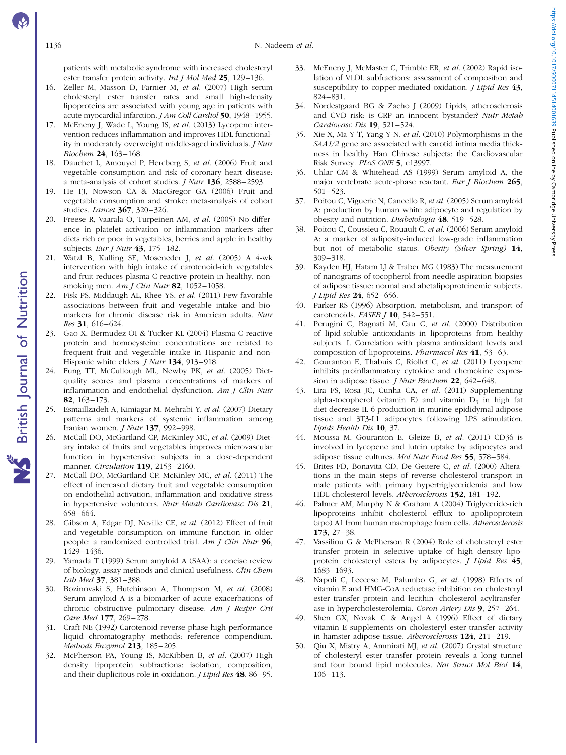patients with metabolic syndrome with increased cholesteryl ester transfer protein activity. *Int J Mol Med* **25**, 129–136.

16. Zeller M, Masson D, Farnier M, *et al.* (2007) High serum cholesteryl ester transfer rates and small high-density lipoproteins are associated with young age in patients with acute myocardial infarction. *J Am Coll Cardiol* **50**, 1948–1955.
17. McEneny J, Wade L, Young IS, *et al.* (2013) Lycopene intervention reduces inflammation and improves HDL functionality in moderately overweight middle-aged individuals. *J Nutr Biochem* **24**, 163–168.
18. Dauchet L, Amouyel P, Hercberg S, *et al.* (2006) Fruit and vegetable consumption and risk of coronary heart disease: a meta-analysis of cohort studies. *J Nutr* **136**, 2588–2593.
19. He FJ, Nowson CA & MacGregor GA (2006) Fruit and vegetable consumption and stroke: meta-analysis of cohort studies. *Lancet* **367**, 320–326.
20. Freese R, Vaarala O, Turpeinen AM, *et al.* (2005) No difference in platelet activation or inflammation markers after diets rich or poor in vegetables, berries and apple in healthy subjects. *Eur J Nutr* **43**, 175–182.
21. Watzl B, Kulling SE, Moseneder J, *et al.* (2005) A 4-wk intervention with high intake of carotenoid-rich vegetables and fruit reduces plasma C-reactive protein in healthy, non-smoking men. *Am J Clin Nutr* **82**, 1052–1058.
22. Fisk PS, Middaugh AL, Rhee YS, *et al.* (2011) Few favorable associations between fruit and vegetable intake and biomarkers for chronic disease risk in American adults. *Nutr Res* **31**, 616–624.
23. Gao X, Bermudez OI & Tucker KL (2004) Plasma C-reactive protein and homocysteine concentrations are related to frequent fruit and vegetable intake in Hispanic and non-Hispanic white elders. *J Nutr* **134**, 913–918.
24. Fung TT, McCullough ML, Newby PK, *et al.* (2005) Diet-quality scores and plasma concentrations of markers of inflammation and endothelial dysfunction. *Am J Clin Nutr* **82**, 163–173.
25. Esmaillzadeh A, Kimiagar M, Mehrabi Y, *et al.* (2007) Dietary patterns and markers of systemic inflammation among Iranian women. *J Nutr* **137**, 992–998.
26. McCall DO, McGartland CP, McKinley MC, *et al.* (2009) Dietary intake of fruits and vegetables improves microvascular function in hypertensive subjects in a dose-dependent manner. *Circulation* **119**, 2153–2160.
27. McCall DO, McGartland CP, McKinley MC, *et al.* (2011) The effect of increased dietary fruit and vegetable consumption on endothelial activation, inflammation and oxidative stress in hypertensive volunteers. *Nutr Metab Cardiovasc Dis* **21**, 658–664.
28. Gibson A, Edgar DJ, Neville CE, *et al.* (2012) Effect of fruit and vegetable consumption on immune function in older people: a randomized controlled trial. *Am J Clin Nutr* **96**, 1429–1436.
29. Yamada T (1999) Serum amyloid A (SAA): a concise review of biology, assay methods and clinical usefulness. *Clin Chem Lab Med* **37**, 381–388.
30. Bozinovski S, Hutchinson A, Thompson M, *et al.* (2008) Serum amyloid A is a biomarker of acute exacerbations of chronic obstructive pulmonary disease. *Am J Respir Crit Care Med* **177**, 269–278.
31. Craft NE (1992) Carotenoid reverse-phase high-performance liquid chromatography methods: reference compendium. *Methods Enzymol* **213**, 185–205.
32. McPherson PA, Young IS, McKibben B, *et al.* (2007) High density lipoprotein subfractions: isolation, composition, and their duplicitous role in oxidation. *J Lipid Res* **48**, 86–95.
33. McEneny J, McMaster C, Trimble ER, *et al.* (2002) Rapid isolation of VLDL subfractions: assessment of composition and susceptibility to copper-mediated oxidation. *J Lipid Res* **43**, 824–831.
34. Nordestgaard BG & Zacho J (2009) Lipids, atherosclerosis and CVD risk: is CRP an innocent bystander? *Nutr Metab Cardiovasc Dis* **19**, 521–524.
35. Xie X, Ma Y-T, Yang Y-N, *et al.* (2010) Polymorphisms in the *SAA1/2* gene are associated with carotid intima media thickness in healthy Han Chinese subjects: the Cardiovascular Risk Survey. *PLoS ONE* **5**, e13997.
36. Uhlar CM & Whitehead AS (1999) Serum amyloid A, the major vertebrate acute-phase reactant. *Eur J Biochem* **265**, 501–523.
37. Poitou C, Viguerie N, Cancello R, *et al.* (2005) Serum amyloid A: production by human white adipocyte and regulation by obesity and nutrition. *Diabetologia* **48**, 519–528.
38. Poitou C, Coussieu C, Rouault C, *et al.* (2006) Serum amyloid A: a marker of adiposity-induced low-grade inflammation but not of metabolic status. *Obesity (Silver Spring)* **14**, 309–318.
39. Kayden HJ, Hatam LJ & Traber MG (1983) The measurement of nanograms of tocopherol from needle aspiration biopsies of adipose tissue: normal and abetalipoproteinemic subjects. *J Lipid Res* **24**, 652–656.
40. Parker RS (1996) Absorption, metabolism, and transport of carotenoids. *FASEB J* **10**, 542–551.
41. Perugini C, Bagnati M, Cau C, *et al.* (2000) Distribution of lipid-soluble antioxidants in lipoproteins from healthy subjects. I. Correlation with plasma antioxidant levels and composition of lipoproteins. *Pharmacol Res* **41**, 53–63.
42. Gouranton E, Thabuis C, Riollet C, *et al.* (2011) Lycopene inhibits proinflammatory cytokine and chemokine expression in adipose tissue. *J Nutr Biochem* **22**, 642–648.
43. Lira FS, Rosa JC, Cunha CA, *et al.* (2011) Supplementing alpha-tocopherol (vitamin E) and vitamin $D_3$ in high fat diet decrease IL-6 production in murine epididymal adipose tissue and 3T3-L1 adipocytes following LPS stimulation. *Lipids Health Dis* **10**, 37.
44. Moussa M, Gouranton E, Gleize B, *et al.* (2011) CD36 is involved in lycopene and lutein uptake by adipocytes and adipose tissue cultures. *Mol Nutr Food Res* **55**, 578–584.
45. Brites FD, Bonavita CD, De Geitere C, *et al.* (2000) Alterations in the main steps of reverse cholesterol transport in male patients with primary hypertriglyceridemia and low HDL-cholesterol levels. *Atherosclerosis* **152**, 181–192.
46. Palmer AM, Murphy N & Graham A (2004) Triglyceride-rich lipoproteins inhibit cholesterol efflux to apolipoprotein (apo) A1 from human macrophage foam cells. *Atherosclerosis* **173**, 27–38.
47. Vassiliou G & McPherson R (2004) Role of cholesteryl ester transfer protein in selective uptake of high density lipoprotein cholesteryl esters by adipocytes. *J Lipid Res* **45**, 1683–1693.
48. Napoli C, Leccese M, Palumbo G, *et al.* (1998) Effects of vitamin E and HMG-CoA reductase inhibition on cholesteryl ester transfer protein and lecithin–cholesterol acyltransferase in hypercholesterolemia. *Coron Artery Dis* **9**, 257–264.
49. Shen GX, Novak C & Angel A (1996) Effect of dietary vitamin E supplements on cholesteryl ester transfer activity in hamster adipose tissue. *Atherosclerosis* **124**, 211–219.
50. Qiu X, Mistry A, Ammirati MJ, *et al.* (2007) Crystal structure of cholesteryl ester transfer protein reveals a long tunnel and four bound lipid molecules. *Nat Struct Mol Biol* **14**, 106–113.